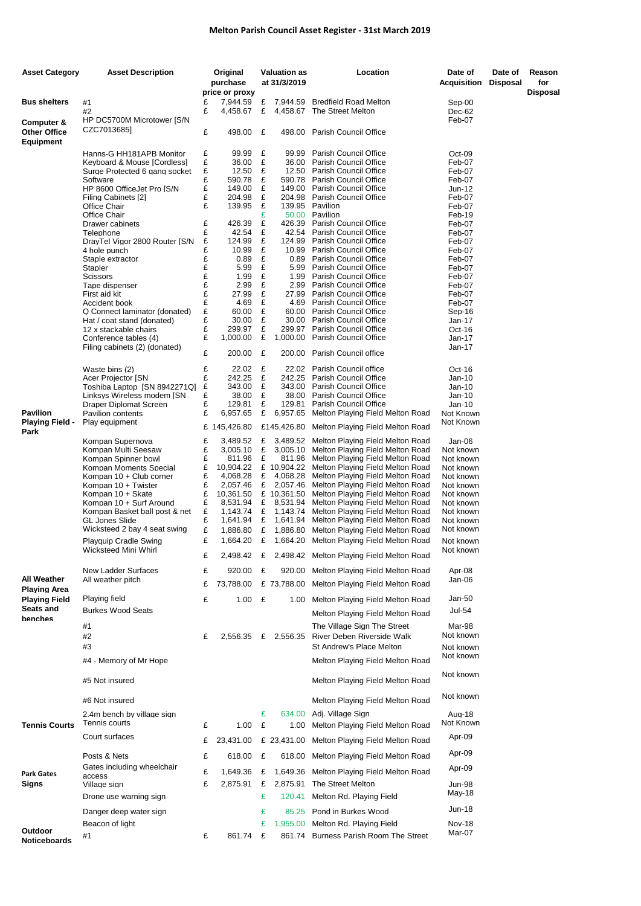# Melton Parish Council Asset Register - 31st March 2019

| Asset Category | Asset Description | Original purchase price or proxy | Valuation as at 31/3/2019 | Location | Date of Acquisition | Date of Disposal | Reason for Disposal |
|---|---|---|---|---|---|---|---|
| **Bus shelters** | #1 | £ 7,944.59 | £ 7,944.59 | Bredfield Road Melton | Sep-00 | | |
| | #2 | £ 4,458.67 | £ 4,458.67 | The Street Melton | Dec-62 | | |
| **Computer & Other Office Equipment** | HP DC5700M Microtower [S/N CZC7013685] | £ 498.00 | £ 498.00 | Parish Council Office | Feb-07 | | |
| | Hanns-G HH181APB Monitor | £ 99.99 | £ 99.99 | Parish Council Office | Oct-09 | | |
| | Keyboard & Mouse [Cordless] | £ 36.00 | £ 36.00 | Parish Council Office | Feb-07 | | |
| | Surge Protected 6 gang socket | £ 12.50 | £ 12.50 | Parish Council Office | Feb-07 | | |
| | Software | £ 590.78 | £ 590.78 | Parish Council Office | Feb-07 | | |
| | HP 8600 OfficeJet Pro [S/N | £ 149.00 | £ 149.00 | Parish Council Office | Jun-12 | | |
| | Filing Cabinets [2] | £ 204.98 | £ 204.98 | Parish Council Office | Feb-07 | | |
| | Office Chair | £ 139.95 | £ 139.95 | Pavilion | Feb-07 | | |
| | Office Chair | | £ 50.00 | Pavilion | Feb-19 | | |
| | Drawer cabinets | £ 426.39 | £ 426.39 | Parish Council Office | Feb-07 | | |
| | Telephone | £ 42.54 | £ 42.54 | Parish Council Office | Feb-07 | | |
| | DrayTel Vigor 2800 Router [S/N | £ 124.99 | £ 124.99 | Parish Council Office | Feb-07 | | |
| | 4 hole punch | £ 10.99 | £ 10.99 | Parish Council Office | Feb-07 | | |
| | Staple extractor | £ 0.89 | £ 0.89 | Parish Council Office | Feb-07 | | |
| | Stapler | £ 5.99 | £ 5.99 | Parish Council Office | Feb-07 | | |
| | Scissors | £ 1.99 | £ 1.99 | Parish Council Office | Feb-07 | | |
| | Tape dispenser | £ 2.99 | £ 2.99 | Parish Council Office | Feb-07 | | |
| | First aid kit | £ 27.99 | £ 27.99 | Parish Council Office | Feb-07 | | |
| | Accident book | £ 4.69 | £ 4.69 | Parish Council Office | Feb-07 | | |
| | Q Connect laminator (donated) | £ 60.00 | £ 60.00 | Parish Council Office | Sep-16 | | |
| | Hat / coat stand (donated) | £ 30.00 | £ 30.00 | Parish Council Office | Jan-17 | | |
| | 12 x stackable chairs | £ 299.97 | £ 299.97 | Parish Council Office | Oct-16 | | |
| | Conference tables (4) | £ 1,000.00 | £ 1,000.00 | Parish Council Office | Jan-17 | | |
| | Filing cabinets (2) (donated) | £ 200.00 | £ 200.00 | Parish Council office | Jan-17 | | |
| | Waste bins (2) | £ 22.02 | £ 22.02 | Parish Council office | Oct-16 | | |
| | Acer Projector [SN | £ 242.25 | £ 242.25 | Parish Council Office | Jan-10 | | |
| | Toshiba Laptop [SN 8942271Q] | £ 343.00 | £ 343.00 | Parish Council Office | Jan-10 | | |
| | Linksys Wireless modem [SN | £ 38.00 | £ 38.00 | Parish Council Office | Jan-10 | | |
| | Draper Diplomat Screen | £ 129.81 | £ 129.81 | Parish Council Office | Jan-10 | | |
| **Pavilion** | Pavilion contents | £ 6,957.65 | £ 6,957.65 | Melton Playing Field Melton Road | Not Known | | |
| **Playing Field - Park** | Play equipment | £ 145,426.80 | £145,426.80 | Melton Playing Field Melton Road | Not Known | | |
| | Kompan Supernova | £ 3,489.52 | £ 3,489.52 | Melton Playing Field Melton Road | Jan-06 | | |
| | Kompan Multi Seesaw | £ 3,005.10 | £ 3,005.10 | Melton Playing Field Melton Road | Not known | | |
| | Kompan Spinner bowl | £ 811.96 | £ 811.96 | Melton Playing Field Melton Road | Not known | | |
| | Kompan Moments Special | £ 10,904.22 | £ 10,904.22 | Melton Playing Field Melton Road | Not known | | |
| | Kompan 10 + Club corner | £ 4,068.28 | £ 4,068.28 | Melton Playing Field Melton Road | Not known | | |
| | Kompan 10 + Twister | £ 2,057.46 | £ 2,057.46 | Melton Playing Field Melton Road | Not known | | |
| | Kompan 10 + Skate | £ 10,361.50 | £ 10,361.50 | Melton Playing Field Melton Road | Not known | | |
| | Kompan 10 + Surf Around | £ 8,531.94 | £ 8,531.94 | Melton Playing Field Melton Road | Not known | | |
| | Kompan Basket ball post & net | £ 1,143.74 | £ 1,143.74 | Melton Playing Field Melton Road | Not known | | |
| | GL Jones Slide | £ 1,641.94 | £ 1,641.94 | Melton Playing Field Melton Road | Not known | | |
| | Wicksteed 2 bay 4 seat swing | £ 1,886.80 | £ 1,886.80 | Melton Playing Field Melton Road | Not known | | |
| | Playquip Cradle Swing | £ 1,664.20 | £ 1,664.20 | Melton Playing Field Melton Road | Not known | | |
| | Wicksteed Mini Whirl | £ 2,498.42 | £ 2,498.42 | Melton Playing Field Melton Road | Not known | | |
| | New Ladder Surfaces | £ 920.00 | £ 920.00 | Melton Playing Field Melton Road | Apr-08 | | |
| **All Weather Playing Area** | All weather pitch | £ 73,788.00 | £ 73,788.00 | Melton Playing Field Melton Road | Jan-06 | | |
| **Playing Field** | Playing field | £ 1.00 | £ 1.00 | Melton Playing Field Melton Road | Jan-50 | | |
| **Seats and benches** | Burkes Wood Seats | | | Melton Playing Field Melton Road | Jul-54 | | |
| | #1 | | | The Village Sign The Street | Mar-98 | | |
| | #2 | £ 2,556.35 | £ 2,556.35 | River Deben Riverside Walk | Not known | | |
| | #3 | | | St Andrew's Place Melton | Not known | | |
| | #4 - Memory of Mr Hope | | | Melton Playing Field Melton Road | Not known | | |
| | #5 Not insured | | | Melton Playing Field Melton Road | Not known | | |
| | #6 Not insured | | | Melton Playing Field Melton Road | Not known | | |
| | 2.4m bench by village sign | | £ 634.00 | Adj. Village Sign | Aug-18 | | |
| **Tennis Courts** | Tennis courts | £ 1.00 | £ 1.00 | Melton Playing Field Melton Road | Not Known | | |
| | Court surfaces | £ 23,431.00 | £ 23,431.00 | Melton Playing Field Melton Road | Apr-09 | | |
| | Posts & Nets | £ 618.00 | £ 618.00 | Melton Playing Field Melton Road | Apr-09 | | |
| **Park Gates** | Gates including wheelchair access | £ 1,649.36 | £ 1,649.36 | Melton Playing Field Melton Road | Apr-09 | | |
| **Signs** | Village sign | £ 2,875.91 | £ 2,875.91 | The Street Melton | Jun-98 | | |
| | Drone use warning sign | | £ 120.41 | Melton Rd. Playing Field | May-18 | | |
| | Danger deep water sign | | £ 85.25 | Pond in Burkes Wood | Jun-18 | | |
| | Beacon of light | | £ 1,955.00 | Melton Rd. Playing Field | Nov-18 | | |
| **Outdoor Noticeboards** | #1 | £ 861.74 | £ 861.74 | Burness Parish Room The Street | Mar-07 | | |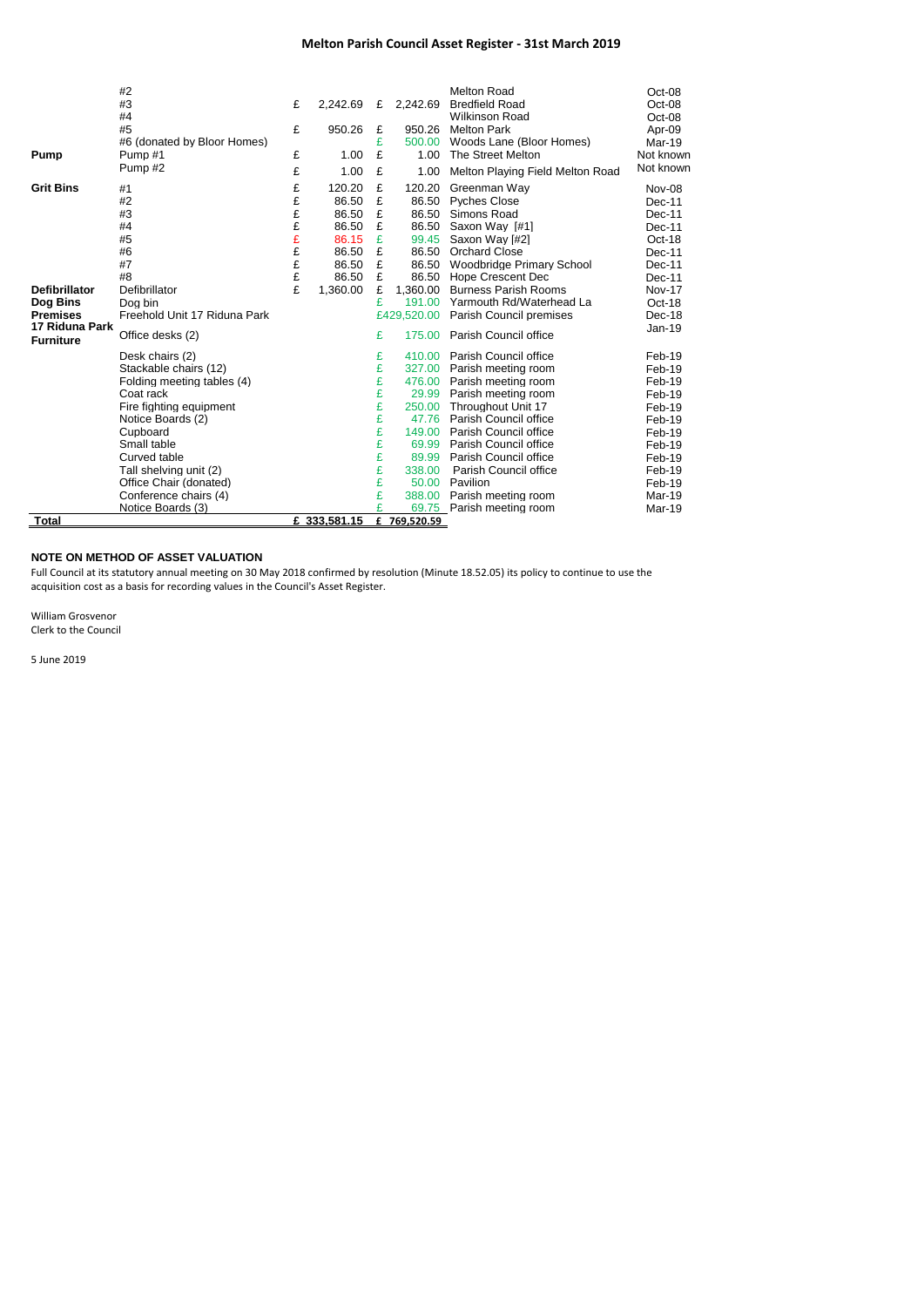## Melton Parish Council Asset Register - 31st March 2019

| | | | | | | | |
|---|---|---|---|---|---|---|---|
| | #2 | | | | | Melton Road | Oct-08 |
| | #3 | £ | 2,242.69 | £ | 2,242.69 | Bredfield Road | Oct-08 |
| | #4 | | | | | Wilkinson Road | Oct-08 |
| | #5 | £ | 950.26 | £ | 950.26 | Melton Park | Apr-09 |
| | #6 (donated by Bloor Homes) | | | £ | 500.00 | Woods Lane (Bloor Homes) | Mar-19 |
| **Pump** | Pump #1 | £ | 1.00 | £ | 1.00 | The Street Melton | Not known |
| | Pump #2 | £ | 1.00 | £ | 1.00 | Melton Playing Field Melton Road | Not known |
| **Grit Bins** | #1 | £ | 120.20 | £ | 120.20 | Greenman Way | Nov-08 |
| | #2 | £ | 86.50 | £ | 86.50 | Pyches Close | Dec-11 |
| | #3 | £ | 86.50 | £ | 86.50 | Simons Road | Dec-11 |
| | #4 | £ | 86.50 | £ | 86.50 | Saxon Way [#1] | Dec-11 |
| | #5 | £ | 86.15 | £ | 99.45 | Saxon Way [#2] | Oct-18 |
| | #6 | £ | 86.50 | £ | 86.50 | Orchard Close | Dec-11 |
| | #7 | £ | 86.50 | £ | 86.50 | Woodbridge Primary School | Dec-11 |
| | #8 | £ | 86.50 | £ | 86.50 | Hope Crescent Dec | Dec-11 |
| **Defibrillator** | Defibrillator | £ | 1,360.00 | £ | 1,360.00 | Burness Parish Rooms | Nov-17 |
| **Dog Bins** | Dog bin | | | £ | 191.00 | Yarmouth Rd/Waterhead La | Oct-18 |
| **Premises** | Freehold Unit 17 Riduna Park | | | | £429,520.00 | Parish Council premises | Dec-18 |
| **17 Riduna Park Furniture** | Office desks (2) | | | £ | 175.00 | Parish Council office | Jan-19 |
| | Desk chairs (2) | | | £ | 410.00 | Parish Council office | Feb-19 |
| | Stackable chairs (12) | | | £ | 327.00 | Parish meeting room | Feb-19 |
| | Folding meeting tables (4) | | | £ | 476.00 | Parish meeting room | Feb-19 |
| | Coat rack | | | £ | 29.99 | Parish meeting room | Feb-19 |
| | Fire fighting equipment | | | £ | 250.00 | Throughout Unit 17 | Feb-19 |
| | Notice Boards (2) | | | £ | 47.76 | Parish Council office | Feb-19 |
| | Cupboard | | | £ | 149.00 | Parish Council office | Feb-19 |
| | Small table | | | £ | 69.99 | Parish Council office | Feb-19 |
| | Curved table | | | £ | 89.99 | Parish Council office | Feb-19 |
| | Tall shelving unit (2) | | | £ | 338.00 | Parish Council office | Feb-19 |
| | Office Chair (donated) | | | £ | 50.00 | Pavilion | Feb-19 |
| | Conference chairs (4) | | | £ | 388.00 | Parish meeting room | Mar-19 |
| | Notice Boards (3) | | | £ | 69.75 | Parish meeting room | Mar-19 |
| **Total** | | £ | 333,581.15 | £ | 769,520.59 | | |

**NOTE ON METHOD OF ASSET VALUATION**

Full Council at its statutory annual meeting on 30 May 2018 confirmed by resolution (Minute 18.52.05) its policy to continue to use the acquisition cost as a basis for recording values in the Council's Asset Register.

William Grosvenor
Clerk to the Council

5 June 2019